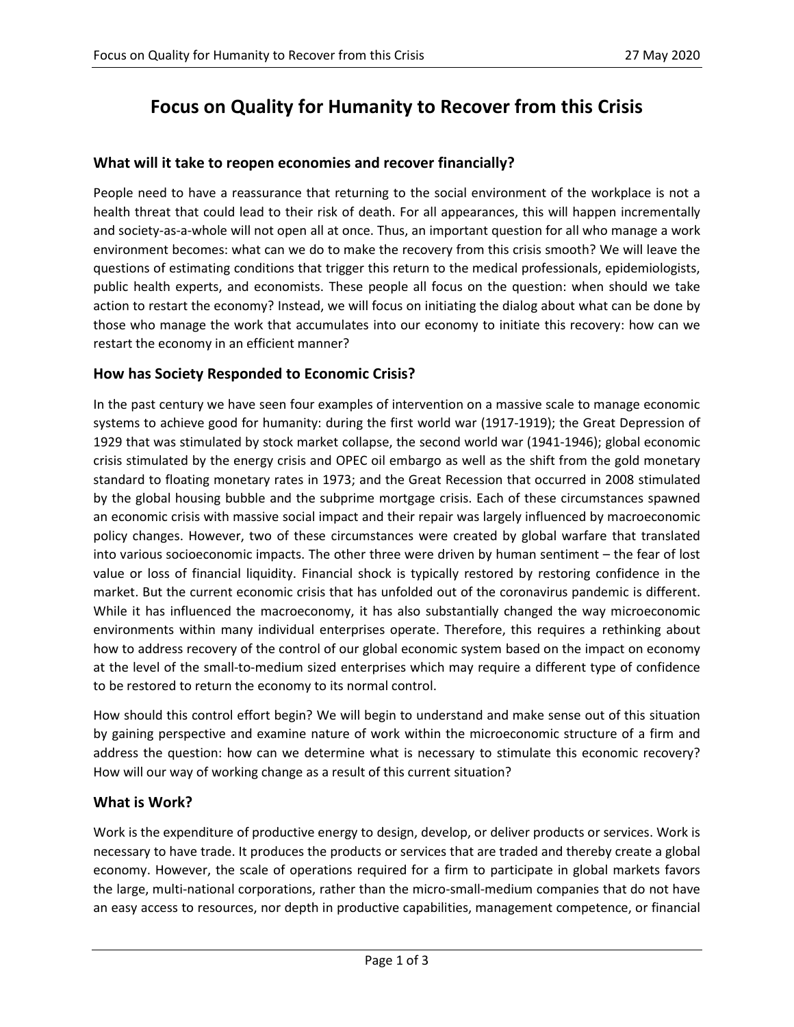# Focus on Quality for Humanity to Recover from this Crisis

## What will it take to reopen economies and recover financially?

People need to have a reassurance that returning to the social environment of the workplace is not a health threat that could lead to their risk of death. For all appearances, this will happen incrementally and society-as-a-whole will not open all at once. Thus, an important question for all who manage a work environment becomes: what can we do to make the recovery from this crisis smooth? We will leave the questions of estimating conditions that trigger this return to the medical professionals, epidemiologists, public health experts, and economists. These people all focus on the question: when should we take action to restart the economy? Instead, we will focus on initiating the dialog about what can be done by those who manage the work that accumulates into our economy to initiate this recovery: how can we restart the economy in an efficient manner?

## How has Society Responded to Economic Crisis?

In the past century we have seen four examples of intervention on a massive scale to manage economic systems to achieve good for humanity: during the first world war (1917-1919); the Great Depression of 1929 that was stimulated by stock market collapse, the second world war (1941-1946); global economic crisis stimulated by the energy crisis and OPEC oil embargo as well as the shift from the gold monetary standard to floating monetary rates in 1973; and the Great Recession that occurred in 2008 stimulated by the global housing bubble and the subprime mortgage crisis. Each of these circumstances spawned an economic crisis with massive social impact and their repair was largely influenced by macroeconomic policy changes. However, two of these circumstances were created by global warfare that translated into various socioeconomic impacts. The other three were driven by human sentiment – the fear of lost value or loss of financial liquidity. Financial shock is typically restored by restoring confidence in the market. But the current economic crisis that has unfolded out of the coronavirus pandemic is different. While it has influenced the macroeconomy, it has also substantially changed the way microeconomic environments within many individual enterprises operate. Therefore, this requires a rethinking about how to address recovery of the control of our global economic system based on the impact on economy at the level of the small-to-medium sized enterprises which may require a different type of confidence to be restored to return the economy to its normal control.

How should this control effort begin? We will begin to understand and make sense out of this situation by gaining perspective and examine nature of work within the microeconomic structure of a firm and address the question: how can we determine what is necessary to stimulate this economic recovery? How will our way of working change as a result of this current situation?

## What is Work?

Work is the expenditure of productive energy to design, develop, or deliver products or services. Work is necessary to have trade. It produces the products or services that are traded and thereby create a global economy. However, the scale of operations required for a firm to participate in global markets favors the large, multi-national corporations, rather than the micro-small-medium companies that do not have an easy access to resources, nor depth in productive capabilities, management competence, or financial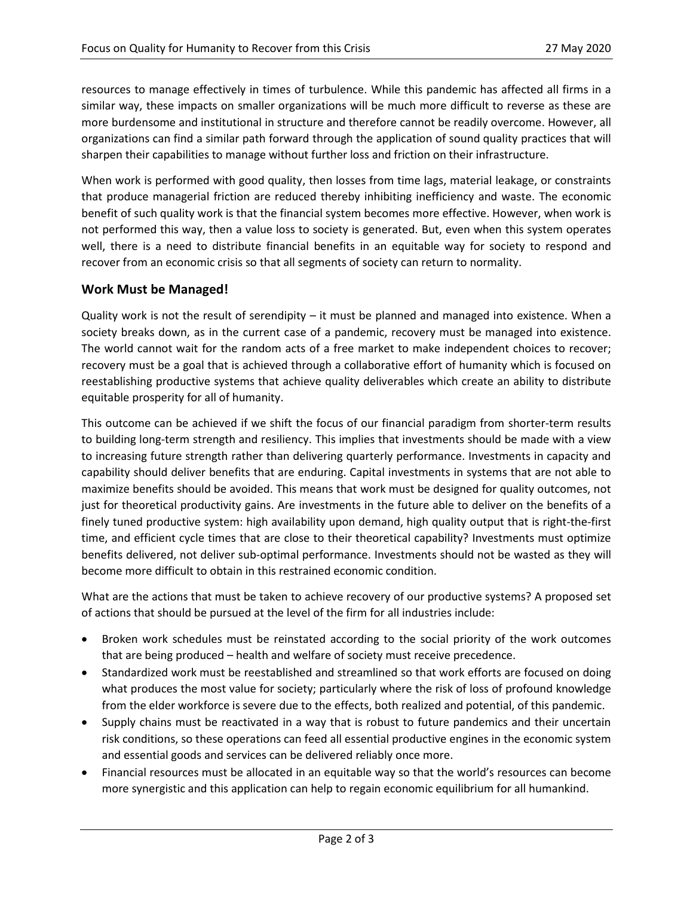resources to manage effectively in times of turbulence. While this pandemic has affected all firms in a similar way, these impacts on smaller organizations will be much more difficult to reverse as these are more burdensome and institutional in structure and therefore cannot be readily overcome. However, all organizations can find a similar path forward through the application of sound quality practices that will sharpen their capabilities to manage without further loss and friction on their infrastructure.

When work is performed with good quality, then losses from time lags, material leakage, or constraints that produce managerial friction are reduced thereby inhibiting inefficiency and waste. The economic benefit of such quality work is that the financial system becomes more effective. However, when work is not performed this way, then a value loss to society is generated. But, even when this system operates well, there is a need to distribute financial benefits in an equitable way for society to respond and recover from an economic crisis so that all segments of society can return to normality.

## Work Must be Managed!

Quality work is not the result of serendipity – it must be planned and managed into existence. When a society breaks down, as in the current case of a pandemic, recovery must be managed into existence. The world cannot wait for the random acts of a free market to make independent choices to recover; recovery must be a goal that is achieved through a collaborative effort of humanity which is focused on reestablishing productive systems that achieve quality deliverables which create an ability to distribute equitable prosperity for all of humanity.

This outcome can be achieved if we shift the focus of our financial paradigm from shorter-term results to building long-term strength and resiliency. This implies that investments should be made with a view to increasing future strength rather than delivering quarterly performance. Investments in capacity and capability should deliver benefits that are enduring. Capital investments in systems that are not able to maximize benefits should be avoided. This means that work must be designed for quality outcomes, not just for theoretical productivity gains. Are investments in the future able to deliver on the benefits of a finely tuned productive system: high availability upon demand, high quality output that is right-the-first time, and efficient cycle times that are close to their theoretical capability? Investments must optimize benefits delivered, not deliver sub-optimal performance. Investments should not be wasted as they will become more difficult to obtain in this restrained economic condition.

What are the actions that must be taken to achieve recovery of our productive systems? A proposed set of actions that should be pursued at the level of the firm for all industries include:

- Broken work schedules must be reinstated according to the social priority of the work outcomes that are being produced – health and welfare of society must receive precedence.
- Standardized work must be reestablished and streamlined so that work efforts are focused on doing what produces the most value for society; particularly where the risk of loss of profound knowledge from the elder workforce is severe due to the effects, both realized and potential, of this pandemic.
- Supply chains must be reactivated in a way that is robust to future pandemics and their uncertain risk conditions, so these operations can feed all essential productive engines in the economic system and essential goods and services can be delivered reliably once more.
- Financial resources must be allocated in an equitable way so that the world's resources can become more synergistic and this application can help to regain economic equilibrium for all humankind.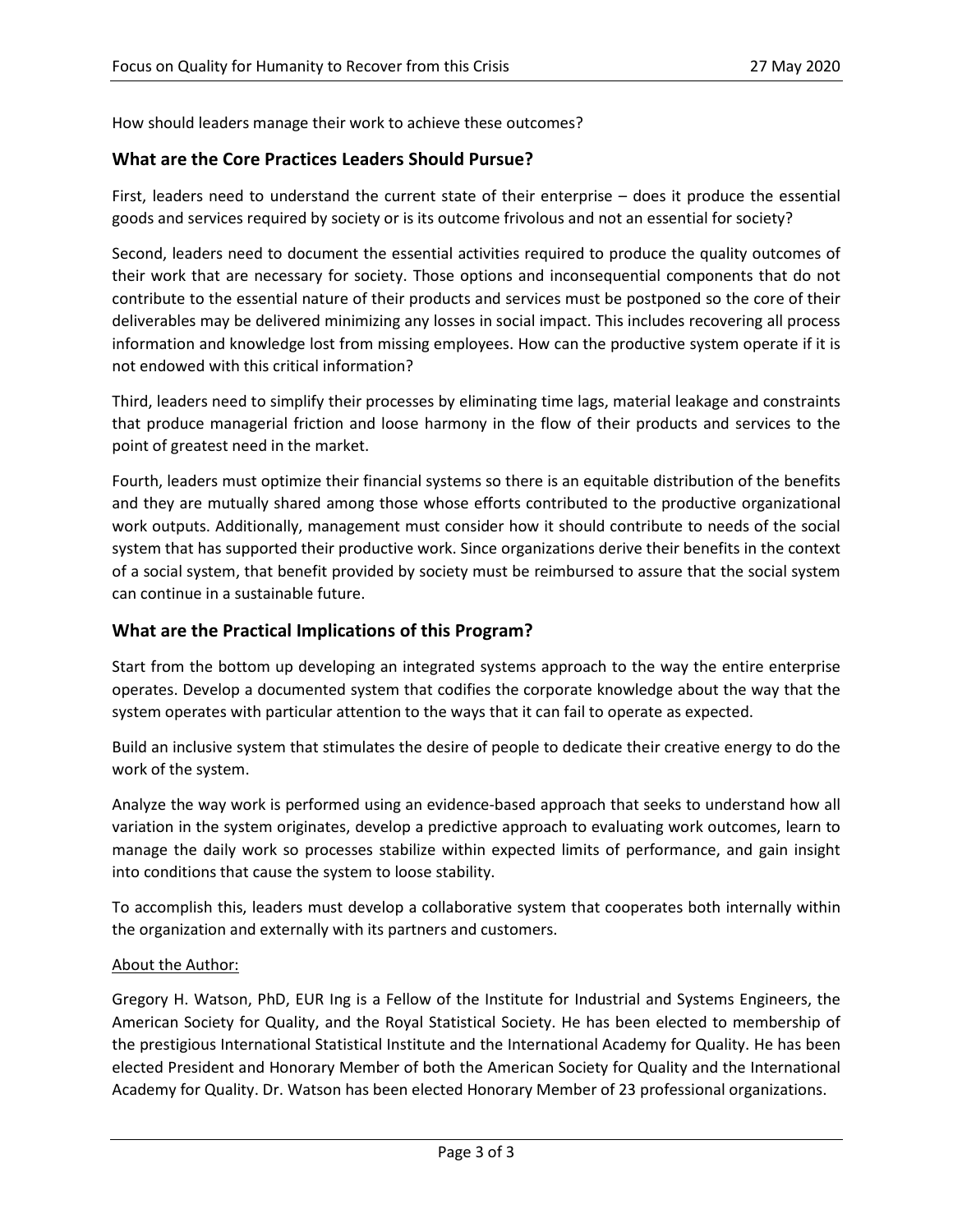How should leaders manage their work to achieve these outcomes?

## What are the Core Practices Leaders Should Pursue?

First, leaders need to understand the current state of their enterprise – does it produce the essential goods and services required by society or is its outcome frivolous and not an essential for society?

Second, leaders need to document the essential activities required to produce the quality outcomes of their work that are necessary for society. Those options and inconsequential components that do not contribute to the essential nature of their products and services must be postponed so the core of their deliverables may be delivered minimizing any losses in social impact. This includes recovering all process information and knowledge lost from missing employees. How can the productive system operate if it is not endowed with this critical information?

Third, leaders need to simplify their processes by eliminating time lags, material leakage and constraints that produce managerial friction and loose harmony in the flow of their products and services to the point of greatest need in the market.

Fourth, leaders must optimize their financial systems so there is an equitable distribution of the benefits and they are mutually shared among those whose efforts contributed to the productive organizational work outputs. Additionally, management must consider how it should contribute to needs of the social system that has supported their productive work. Since organizations derive their benefits in the context of a social system, that benefit provided by society must be reimbursed to assure that the social system can continue in a sustainable future.

## What are the Practical Implications of this Program?

Start from the bottom up developing an integrated systems approach to the way the entire enterprise operates. Develop a documented system that codifies the corporate knowledge about the way that the system operates with particular attention to the ways that it can fail to operate as expected.

Build an inclusive system that stimulates the desire of people to dedicate their creative energy to do the work of the system.

Analyze the way work is performed using an evidence-based approach that seeks to understand how all variation in the system originates, develop a predictive approach to evaluating work outcomes, learn to manage the daily work so processes stabilize within expected limits of performance, and gain insight into conditions that cause the system to loose stability.

To accomplish this, leaders must develop a collaborative system that cooperates both internally within the organization and externally with its partners and customers.

About the Author:

Gregory H. Watson, PhD, EUR Ing is a Fellow of the Institute for Industrial and Systems Engineers, the American Society for Quality, and the Royal Statistical Society. He has been elected to membership of the prestigious International Statistical Institute and the International Academy for Quality. He has been elected President and Honorary Member of both the American Society for Quality and the International Academy for Quality. Dr. Watson has been elected Honorary Member of 23 professional organizations.